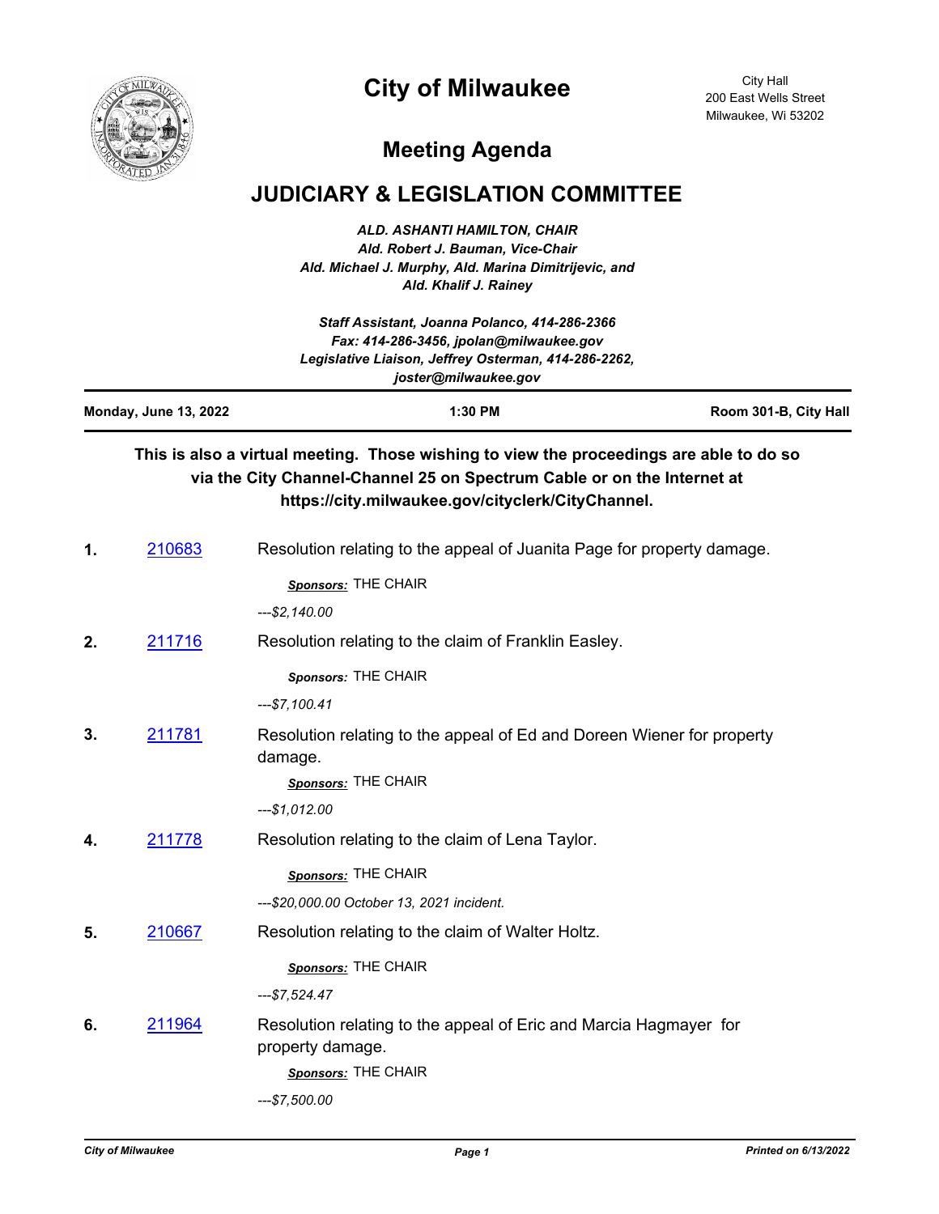# City of Milwaukee

City Hall
200 East Wells Street
Milwaukee, Wi 53202

## Meeting Agenda

## JUDICIARY & LEGISLATION COMMITTEE

***ALD. ASHANTI HAMILTON, CHAIR***
***Ald. Robert J. Bauman, Vice-Chair***
***Ald. Michael J. Murphy, Ald. Marina Dimitrijevic, and***
***Ald. Khalif J. Rainey***

***Staff Assistant, Joanna Polanco, 414-286-2366***
***Fax: 414-286-3456, jpolan@milwaukee.gov***
***Legislative Liaison, Jeffrey Osterman, 414-286-2262,***
***joster@milwaukee.gov***

| Monday, June 13, 2022 | 1:30 PM | Room 301-B, City Hall |
| --- | --- | --- |

**This is also a virtual meeting. Those wishing to view the proceedings are able to do so via the City Channel-Channel 25 on Spectrum Cable or on the Internet at https://city.milwaukee.gov/cityclerk/CityChannel.**

**1.** 210683 Resolution relating to the appeal of Juanita Page for property damage.

*Sponsors:* THE CHAIR

*---$2,140.00*

**2.** 211716 Resolution relating to the claim of Franklin Easley.

*Sponsors:* THE CHAIR

*---$7,100.41*

**3.** 211781 Resolution relating to the appeal of Ed and Doreen Wiener for property damage.

*Sponsors:* THE CHAIR

*---$1,012.00*

**4.** 211778 Resolution relating to the claim of Lena Taylor.

*Sponsors:* THE CHAIR

*---$20,000.00 October 13, 2021 incident.*

**5.** 210667 Resolution relating to the claim of Walter Holtz.

*Sponsors:* THE CHAIR

*---$7,524.47*

**6.** 211964 Resolution relating to the appeal of Eric and Marcia Hagmayer for property damage.

*Sponsors:* THE CHAIR

*---$7,500.00*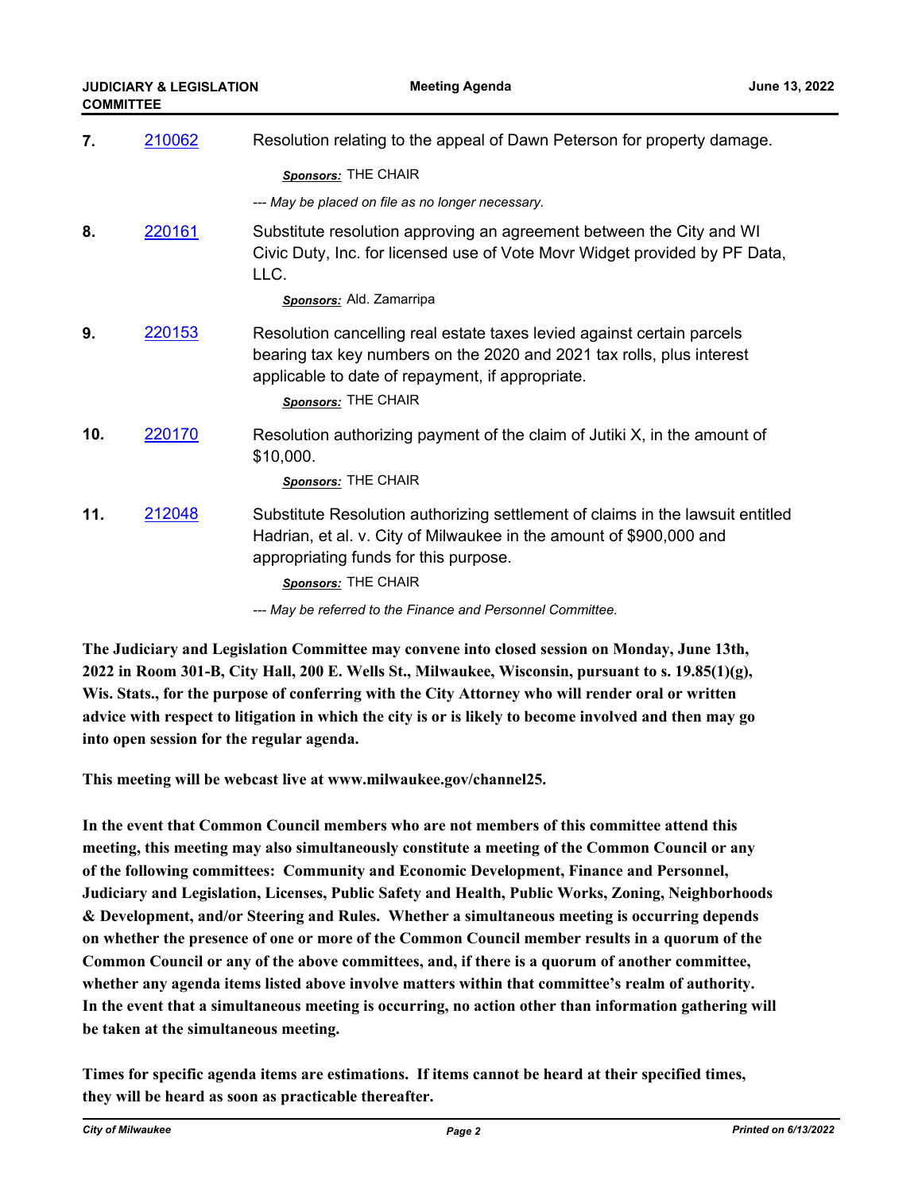7\. 210062 Resolution relating to the appeal of Dawn Peterson for property damage.

***Sponsors:*** THE CHAIR

*--- May be placed on file as no longer necessary.*

8\. 220161 Substitute resolution approving an agreement between the City and WI Civic Duty, Inc. for licensed use of Vote Movr Widget provided by PF Data, LLC.

***Sponsors:*** Ald. Zamarripa

9\. 220153 Resolution cancelling real estate taxes levied against certain parcels bearing tax key numbers on the 2020 and 2021 tax rolls, plus interest applicable to date of repayment, if appropriate.

***Sponsors:*** THE CHAIR

10\. 220170 Resolution authorizing payment of the claim of Jutiki X, in the amount of $10,000.

***Sponsors:*** THE CHAIR

11\. 212048 Substitute Resolution authorizing settlement of claims in the lawsuit entitled Hadrian, et al. v. City of Milwaukee in the amount of $900,000 and appropriating funds for this purpose.

***Sponsors:*** THE CHAIR

*--- May be referred to the Finance and Personnel Committee.*

**The Judiciary and Legislation Committee may convene into closed session on Monday, June 13th, 2022 in Room 301-B, City Hall, 200 E. Wells St., Milwaukee, Wisconsin, pursuant to s. 19.85(1)(g), Wis. Stats., for the purpose of conferring with the City Attorney who will render oral or written advice with respect to litigation in which the city is or is likely to become involved and then may go into open session for the regular agenda.**

**This meeting will be webcast live at www.milwaukee.gov/channel25.**

**In the event that Common Council members who are not members of this committee attend this meeting, this meeting may also simultaneously constitute a meeting of the Common Council or any of the following committees: Community and Economic Development, Finance and Personnel, Judiciary and Legislation, Licenses, Public Safety and Health, Public Works, Zoning, Neighborhoods & Development, and/or Steering and Rules. Whether a simultaneous meeting is occurring depends on whether the presence of one or more of the Common Council member results in a quorum of the Common Council or any of the above committees, and, if there is a quorum of another committee, whether any agenda items listed above involve matters within that committee's realm of authority. In the event that a simultaneous meeting is occurring, no action other than information gathering will be taken at the simultaneous meeting.**

**Times for specific agenda items are estimations. If items cannot be heard at their specified times, they will be heard as soon as practicable thereafter.**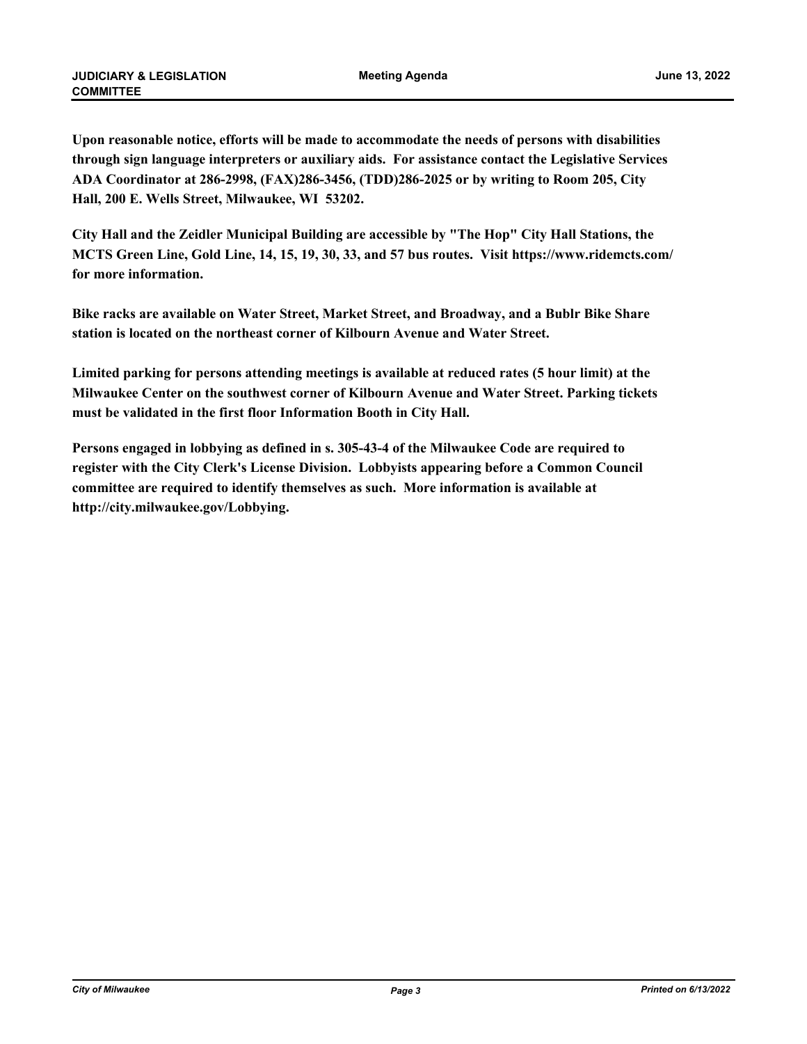**Upon reasonable notice, efforts will be made to accommodate the needs of persons with disabilities through sign language interpreters or auxiliary aids. For assistance contact the Legislative Services ADA Coordinator at 286-2998, (FAX)286-3456, (TDD)286-2025 or by writing to Room 205, City Hall, 200 E. Wells Street, Milwaukee, WI 53202.**

**City Hall and the Zeidler Municipal Building are accessible by "The Hop" City Hall Stations, the MCTS Green Line, Gold Line, 14, 15, 19, 30, 33, and 57 bus routes. Visit https://www.ridemcts.com/ for more information.**

**Bike racks are available on Water Street, Market Street, and Broadway, and a Bublr Bike Share station is located on the northeast corner of Kilbourn Avenue and Water Street.**

**Limited parking for persons attending meetings is available at reduced rates (5 hour limit) at the Milwaukee Center on the southwest corner of Kilbourn Avenue and Water Street. Parking tickets must be validated in the first floor Information Booth in City Hall.**

**Persons engaged in lobbying as defined in s. 305-43-4 of the Milwaukee Code are required to register with the City Clerk's License Division. Lobbyists appearing before a Common Council committee are required to identify themselves as such. More information is available at http://city.milwaukee.gov/Lobbying.**